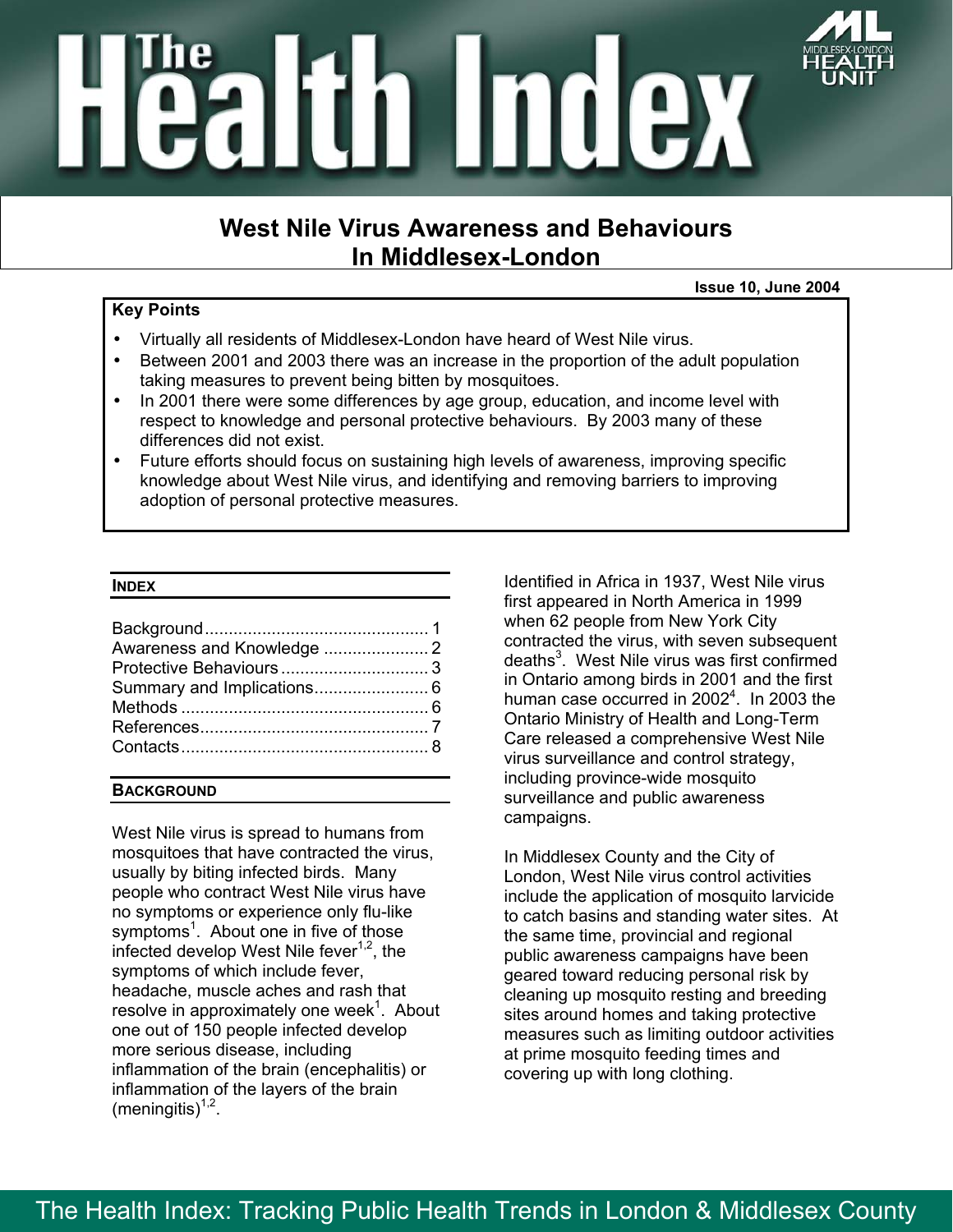# The Health Index

## West Nile Virus Awareness and Behaviours In Middlesex-London

**Issue 10, June 2004**

**Key Points**

- Virtually all residents of Middlesex-London have heard of West Nile virus.
- Between 2001 and 2003 there was an increase in the proportion of the adult population taking measures to prevent being bitten by mosquitoes.
- In 2001 there were some differences by age group, education, and income level with respect to knowledge and personal protective behaviours. By 2003 many of these differences did not exist.
- Future efforts should focus on sustaining high levels of awareness, improving specific knowledge about West Nile virus, and identifying and removing barriers to improving adoption of personal protective measures.

### INDEX

Background .............................................. 1
Awareness and Knowledge ...................... 2
Protective Behaviours ............................... 3
Summary and Implications ........................ 6
Methods ................................................... 6
References ................................................ 7
Contacts ................................................... 8

### BACKGROUND

West Nile virus is spread to humans from mosquitoes that have contracted the virus, usually by biting infected birds. Many people who contract West Nile virus have no symptoms or experience only flu-like symptoms[1]. About one in five of those infected develop West Nile fever[1,2], the symptoms of which include fever, headache, muscle aches and rash that resolve in approximately one week[1]. About one out of 150 people infected develop more serious disease, including inflammation of the brain (encephalitis) or inflammation of the layers of the brain (meningitis)[1,2].

Identified in Africa in 1937, West Nile virus first appeared in North America in 1999 when 62 people from New York City contracted the virus, with seven subsequent deaths[3]. West Nile virus was first confirmed in Ontario among birds in 2001 and the first human case occurred in 2002[4]. In 2003 the Ontario Ministry of Health and Long-Term Care released a comprehensive West Nile virus surveillance and control strategy, including province-wide mosquito surveillance and public awareness campaigns.

In Middlesex County and the City of London, West Nile virus control activities include the application of mosquito larvicide to catch basins and standing water sites. At the same time, provincial and regional public awareness campaigns have been geared toward reducing personal risk by cleaning up mosquito resting and breeding sites around homes and taking protective measures such as limiting outdoor activities at prime mosquito feeding times and covering up with long clothing.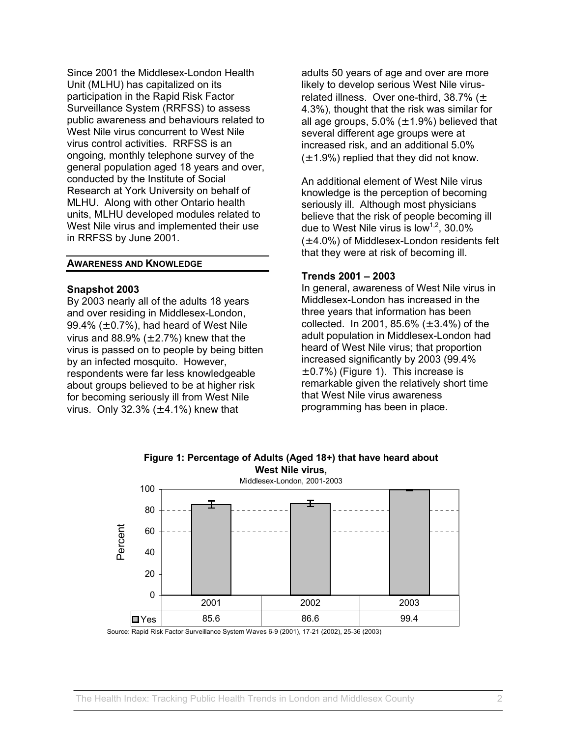Since 2001 the Middlesex-London Health Unit (MLHU) has capitalized on its participation in the Rapid Risk Factor Surveillance System (RRFSS) to assess public awareness and behaviours related to West Nile virus concurrent to West Nile virus control activities. RRFSS is an ongoing, monthly telephone survey of the general population aged 18 years and over, conducted by the Institute of Social Research at York University on behalf of MLHU. Along with other Ontario health units, MLHU developed modules related to West Nile virus and implemented their use in RRFSS by June 2001.

## AWARENESS AND KNOWLEDGE

### Snapshot 2003

By 2003 nearly all of the adults 18 years and over residing in Middlesex-London, 99.4% (±0.7%), had heard of West Nile virus and 88.9% (±2.7%) knew that the virus is passed on to people by being bitten by an infected mosquito. However, respondents were far less knowledgeable about groups believed to be at higher risk for becoming seriously ill from West Nile virus. Only 32.3% (±4.1%) knew that adults 50 years of age and over are more likely to develop serious West Nile virus-related illness. Over one-third, 38.7% (± 4.3%), thought that the risk was similar for all age groups, 5.0% (±1.9%) believed that several different age groups were at increased risk, and an additional 5.0% (±1.9%) replied that they did not know.

An additional element of West Nile virus knowledge is the perception of becoming seriously ill. Although most physicians believe that the risk of people becoming ill due to West Nile virus is low[1,2], 30.0% (±4.0%) of Middlesex-London residents felt that they were at risk of becoming ill.

### Trends 2001 – 2003

In general, awareness of West Nile virus in Middlesex-London has increased in the three years that information has been collected. In 2001, 85.6% (±3.4%) of the adult population in Middlesex-London had heard of West Nile virus; that proportion increased significantly by 2003 (99.4% ±0.7%) (Figure 1). This increase is remarkable given the relatively short time that West Nile virus awareness programming has been in place.

**Figure 1: Percentage of Adults (Aged 18+) that have heard about West Nile virus,**
Middlesex-London, 2001-2003

| | 2001 | 2002 | 2003 |
|---|---|---|---|
| Yes | 85.6 | 86.6 | 99.4 |

Source: Rapid Risk Factor Surveillance System Waves 6-9 (2001), 17-21 (2002), 25-36 (2003)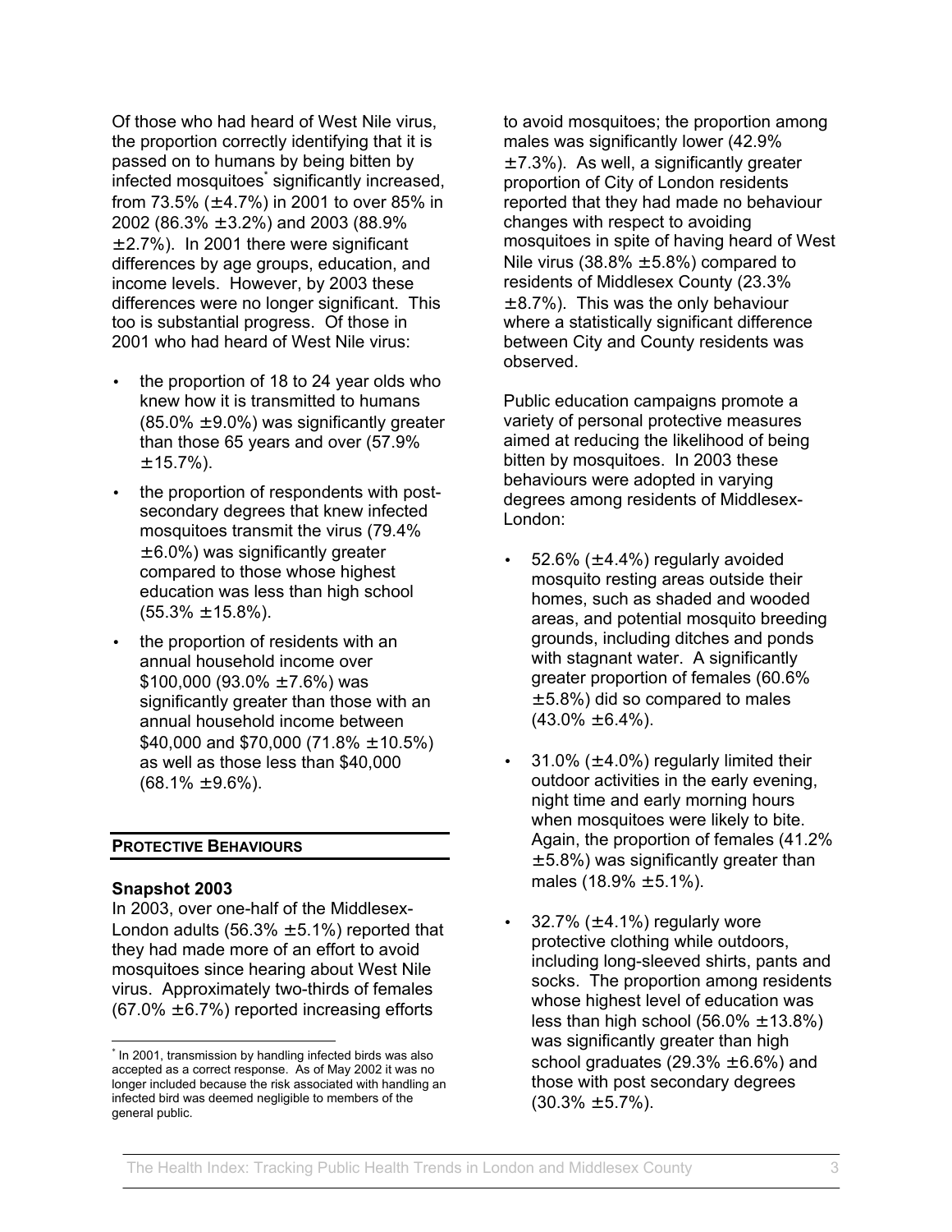Of those who had heard of West Nile virus, the proportion correctly identifying that it is passed on to humans by being bitten by infected mosquitoes* significantly increased, from 73.5% (±4.7%) in 2001 to over 85% in 2002 (86.3% ±3.2%) and 2003 (88.9% ±2.7%). In 2001 there were significant differences by age groups, education, and income levels. However, by 2003 these differences were no longer significant. This too is substantial progress. Of those in 2001 who had heard of West Nile virus:

- the proportion of 18 to 24 year olds who knew how it is transmitted to humans (85.0% ±9.0%) was significantly greater than those 65 years and over (57.9% ±15.7%).
- the proportion of respondents with post-secondary degrees that knew infected mosquitoes transmit the virus (79.4% ±6.0%) was significantly greater compared to those whose highest education was less than high school (55.3% ±15.8%).
- the proportion of residents with an annual household income over $100,000 (93.0% ±7.6%) was significantly greater than those with an annual household income between $40,000 and $70,000 (71.8% ±10.5%) as well as those less than $40,000 (68.1% ±9.6%).

## PROTECTIVE BEHAVIOURS

### Snapshot 2003

In 2003, over one-half of the Middlesex-London adults (56.3% ±5.1%) reported that they had made more of an effort to avoid mosquitoes since hearing about West Nile virus. Approximately two-thirds of females (67.0% ±6.7%) reported increasing efforts to avoid mosquitoes; the proportion among males was significantly lower (42.9% ±7.3%). As well, a significantly greater proportion of City of London residents reported that they had made no behaviour changes with respect to avoiding mosquitoes in spite of having heard of West Nile virus (38.8% ±5.8%) compared to residents of Middlesex County (23.3% ±8.7%). This was the only behaviour where a statistically significant difference between City and County residents was observed.

Public education campaigns promote a variety of personal protective measures aimed at reducing the likelihood of being bitten by mosquitoes. In 2003 these behaviours were adopted in varying degrees among residents of Middlesex-London:

- 52.6% (±4.4%) regularly avoided mosquito resting areas outside their homes, such as shaded and wooded areas, and potential mosquito breeding grounds, including ditches and ponds with stagnant water. A significantly greater proportion of females (60.6% ±5.8%) did so compared to males (43.0% ±6.4%).
- 31.0% (±4.0%) regularly limited their outdoor activities in the early evening, night time and early morning hours when mosquitoes were likely to bite. Again, the proportion of females (41.2% ±5.8%) was significantly greater than males (18.9% ±5.1%).
- 32.7% (±4.1%) regularly wore protective clothing while outdoors, including long-sleeved shirts, pants and socks. The proportion among residents whose highest level of education was less than high school (56.0% ±13.8%) was significantly greater than high school graduates (29.3% ±6.6%) and those with post secondary degrees (30.3% ±5.7%).

* In 2001, transmission by handling infected birds was also accepted as a correct response. As of May 2002 it was no longer included because the risk associated with handling an infected bird was deemed negligible to members of the general public.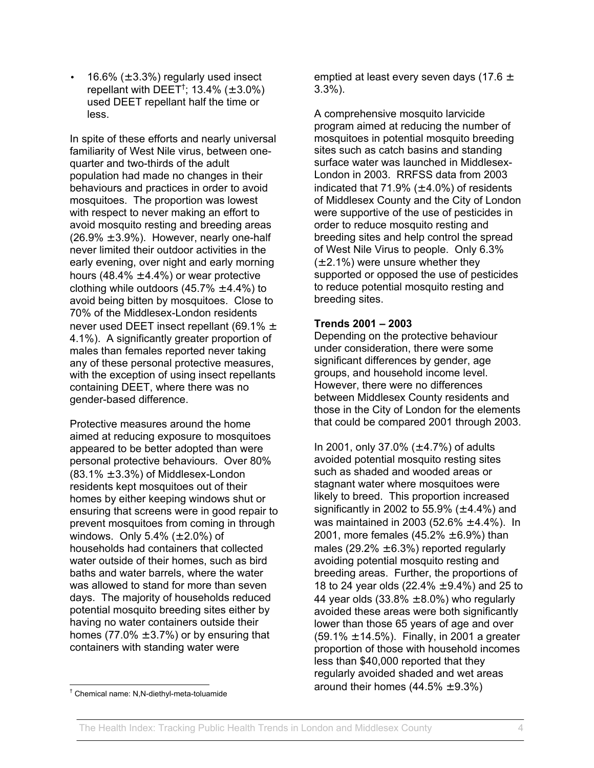- 16.6% (±3.3%) regularly used insect repellant with DEET[†]; 13.4% (±3.0%) used DEET repellant half the time or less.

In spite of these efforts and nearly universal familiarity of West Nile virus, between one-quarter and two-thirds of the adult population had made no changes in their behaviours and practices in order to avoid mosquitoes. The proportion was lowest with respect to never making an effort to avoid mosquito resting and breeding areas (26.9% ±3.9%). However, nearly one-half never limited their outdoor activities in the early evening, over night and early morning hours (48.4% ±4.4%) or wear protective clothing while outdoors (45.7% ±4.4%) to avoid being bitten by mosquitoes. Close to 70% of the Middlesex-London residents never used DEET insect repellant (69.1% ± 4.1%). A significantly greater proportion of males than females reported never taking any of these personal protective measures, with the exception of using insect repellants containing DEET, where there was no gender-based difference.

Protective measures around the home aimed at reducing exposure to mosquitoes appeared to be better adopted than were personal protective behaviours. Over 80% (83.1% ±3.3%) of Middlesex-London residents kept mosquitoes out of their homes by either keeping windows shut or ensuring that screens were in good repair to prevent mosquitoes from coming in through windows. Only 5.4% (±2.0%) of households had containers that collected water outside of their homes, such as bird baths and water barrels, where the water was allowed to stand for more than seven days. The majority of households reduced potential mosquito breeding sites either by having no water containers outside their homes (77.0% ±3.7%) or by ensuring that containers with standing water were emptied at least every seven days (17.6 ± 3.3%).

A comprehensive mosquito larvicide program aimed at reducing the number of mosquitoes in potential mosquito breeding sites such as catch basins and standing surface water was launched in Middlesex-London in 2003. RRFSS data from 2003 indicated that 71.9% (±4.0%) of residents of Middlesex County and the City of London were supportive of the use of pesticides in order to reduce mosquito resting and breeding sites and help control the spread of West Nile Virus to people. Only 6.3% (±2.1%) were unsure whether they supported or opposed the use of pesticides to reduce potential mosquito resting and breeding sites.

**Trends 2001 – 2003**

Depending on the protective behaviour under consideration, there were some significant differences by gender, age groups, and household income level. However, there were no differences between Middlesex County residents and those in the City of London for the elements that could be compared 2001 through 2003.

In 2001, only 37.0% (±4.7%) of adults avoided potential mosquito resting sites such as shaded and wooded areas or stagnant water where mosquitoes were likely to breed. This proportion increased significantly in 2002 to 55.9% (±4.4%) and was maintained in 2003 (52.6% ±4.4%). In 2001, more females (45.2% ±6.9%) than males (29.2% ±6.3%) reported regularly avoiding potential mosquito resting and breeding areas. Further, the proportions of 18 to 24 year olds (22.4% ±9.4%) and 25 to 44 year olds (33.8% ±8.0%) who regularly avoided these areas were both significantly lower than those 65 years of age and over (59.1% ±14.5%). Finally, in 2001 a greater proportion of those with household incomes less than $40,000 reported that they regularly avoided shaded and wet areas around their homes (44.5% ±9.3%)

[†] Chemical name: N,N-diethyl-meta-toluamide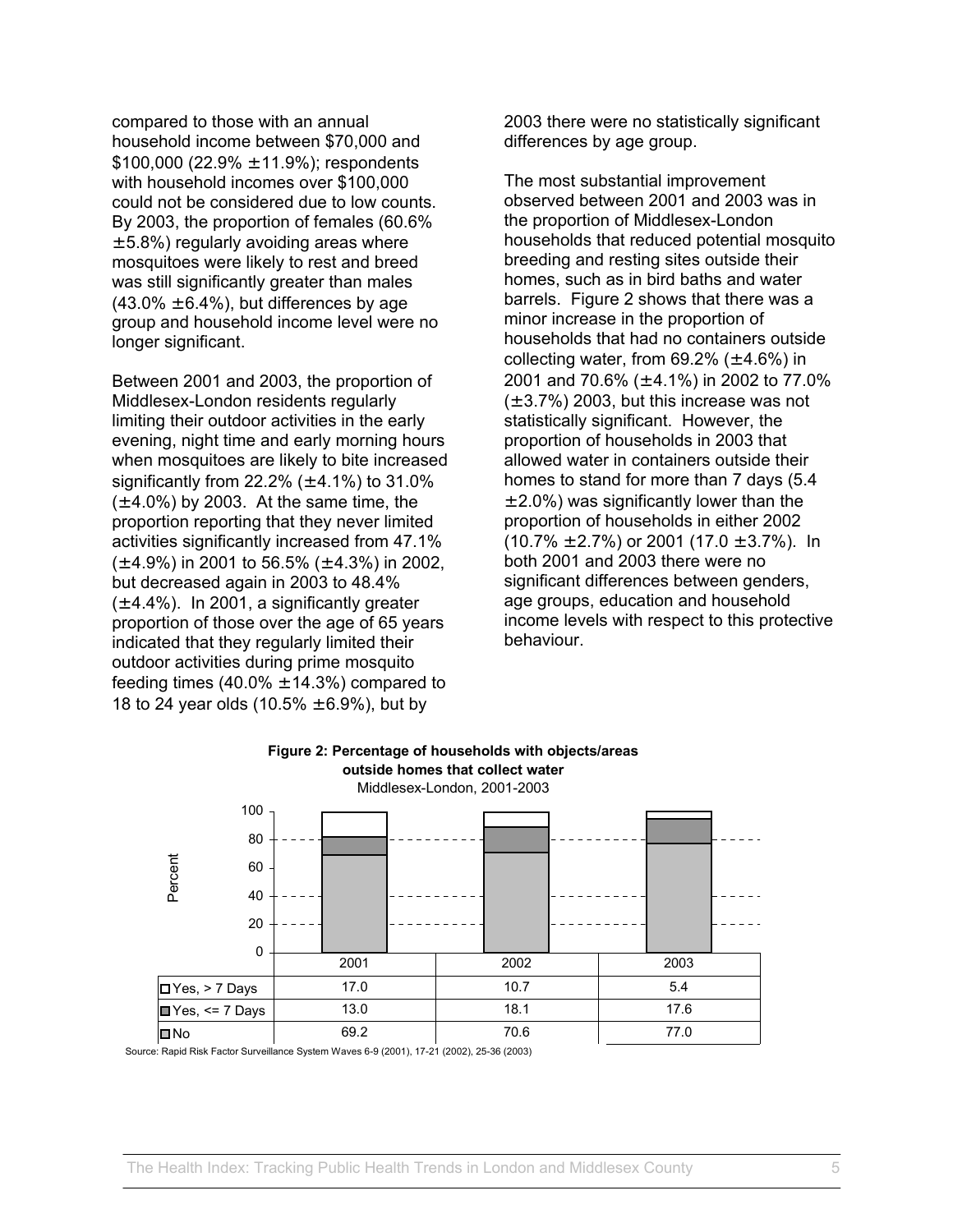compared to those with an annual household income between $70,000 and $100,000 (22.9% ±11.9%); respondents with household incomes over $100,000 could not be considered due to low counts. By 2003, the proportion of females (60.6% ±5.8%) regularly avoiding areas where mosquitoes were likely to rest and breed was still significantly greater than males (43.0% ±6.4%), but differences by age group and household income level were no longer significant.

Between 2001 and 2003, the proportion of Middlesex-London residents regularly limiting their outdoor activities in the early evening, night time and early morning hours when mosquitoes are likely to bite increased significantly from 22.2% (±4.1%) to 31.0% (±4.0%) by 2003. At the same time, the proportion reporting that they never limited activities significantly increased from 47.1% (±4.9%) in 2001 to 56.5% (±4.3%) in 2002, but decreased again in 2003 to 48.4% (±4.4%). In 2001, a significantly greater proportion of those over the age of 65 years indicated that they regularly limited their outdoor activities during prime mosquito feeding times (40.0% ±14.3%) compared to 18 to 24 year olds (10.5% ±6.9%), but by 2003 there were no statistically significant differences by age group.

The most substantial improvement observed between 2001 and 2003 was in the proportion of Middlesex-London households that reduced potential mosquito breeding and resting sites outside their homes, such as in bird baths and water barrels. Figure 2 shows that there was a minor increase in the proportion of households that had no containers outside collecting water, from 69.2% (±4.6%) in 2001 and 70.6% (±4.1%) in 2002 to 77.0% (±3.7%) 2003, but this increase was not statistically significant. However, the proportion of households in 2003 that allowed water in containers outside their homes to stand for more than 7 days (5.4 ±2.0%) was significantly lower than the proportion of households in either 2002 (10.7% ±2.7%) or 2001 (17.0 ±3.7%). In both 2001 and 2003 there were no significant differences between genders, age groups, education and household income levels with respect to this protective behaviour.

**Figure 2: Percentage of households with objects/areas outside homes that collect water**

Middlesex-London, 2001-2003

| | 2001 | 2002 | 2003 |
|---|---|---|---|
| Yes, > 7 Days | 17.0 | 10.7 | 5.4 |
| Yes, <= 7 Days | 13.0 | 18.1 | 17.6 |
| No | 69.2 | 70.6 | 77.0 |

Source: Rapid Risk Factor Surveillance System Waves 6-9 (2001), 17-21 (2002), 25-36 (2003)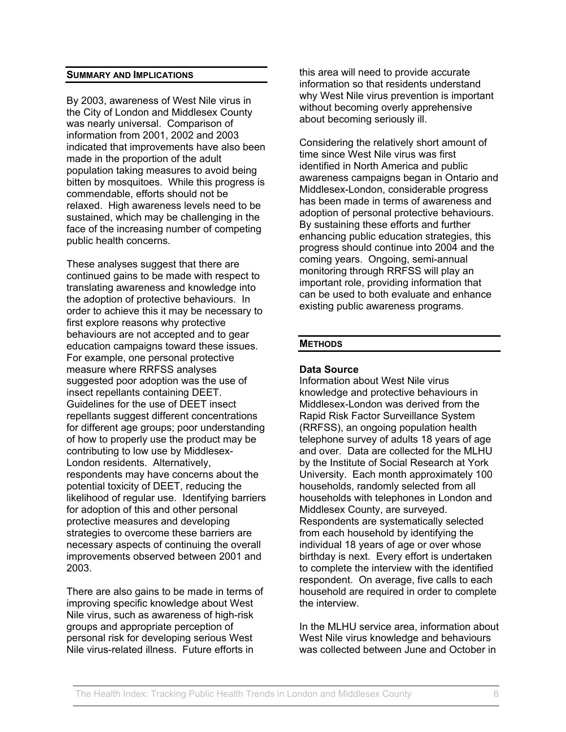## Summary and Implications

By 2003, awareness of West Nile virus in the City of London and Middlesex County was nearly universal. Comparison of information from 2001, 2002 and 2003 indicated that improvements have also been made in the proportion of the adult population taking measures to avoid being bitten by mosquitoes. While this progress is commendable, efforts should not be relaxed. High awareness levels need to be sustained, which may be challenging in the face of the increasing number of competing public health concerns.

These analyses suggest that there are continued gains to be made with respect to translating awareness and knowledge into the adoption of protective behaviours. In order to achieve this it may be necessary to first explore reasons why protective behaviours are not accepted and to gear education campaigns toward these issues. For example, one personal protective measure where RRFSS analyses suggested poor adoption was the use of insect repellants containing DEET. Guidelines for the use of DEET insect repellants suggest different concentrations for different age groups; poor understanding of how to properly use the product may be contributing to low use by Middlesex-London residents. Alternatively, respondents may have concerns about the potential toxicity of DEET, reducing the likelihood of regular use. Identifying barriers for adoption of this and other personal protective measures and developing strategies to overcome these barriers are necessary aspects of continuing the overall improvements observed between 2001 and 2003.

There are also gains to be made in terms of improving specific knowledge about West Nile virus, such as awareness of high-risk groups and appropriate perception of personal risk for developing serious West Nile virus-related illness. Future efforts in this area will need to provide accurate information so that residents understand why West Nile virus prevention is important without becoming overly apprehensive about becoming seriously ill.

Considering the relatively short amount of time since West Nile virus was first identified in North America and public awareness campaigns began in Ontario and Middlesex-London, considerable progress has been made in terms of awareness and adoption of personal protective behaviours. By sustaining these efforts and further enhancing public education strategies, this progress should continue into 2004 and the coming years. Ongoing, semi-annual monitoring through RRFSS will play an important role, providing information that can be used to both evaluate and enhance existing public awareness programs.

## Methods

### Data Source

Information about West Nile virus knowledge and protective behaviours in Middlesex-London was derived from the Rapid Risk Factor Surveillance System (RRFSS), an ongoing population health telephone survey of adults 18 years of age and over. Data are collected for the MLHU by the Institute of Social Research at York University. Each month approximately 100 households, randomly selected from all households with telephones in London and Middlesex County, are surveyed. Respondents are systematically selected from each household by identifying the individual 18 years of age or over whose birthday is next. Every effort is undertaken to complete the interview with the identified respondent. On average, five calls to each household are required in order to complete the interview.

In the MLHU service area, information about West Nile virus knowledge and behaviours was collected between June and October in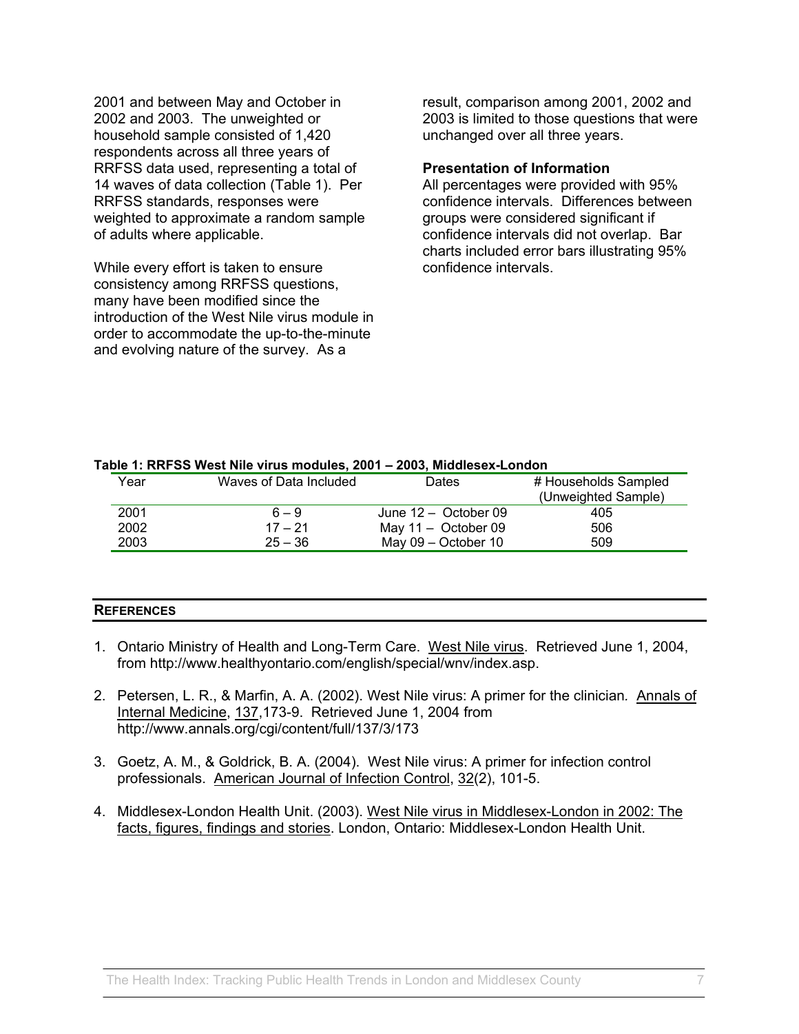2001 and between May and October in 2002 and 2003. The unweighted or household sample consisted of 1,420 respondents across all three years of RRFSS data used, representing a total of 14 waves of data collection (Table 1). Per RRFSS standards, responses were weighted to approximate a random sample of adults where applicable.

While every effort is taken to ensure consistency among RRFSS questions, many have been modified since the introduction of the West Nile virus module in order to accommodate the up-to-the-minute and evolving nature of the survey. As a result, comparison among 2001, 2002 and 2003 is limited to those questions that were unchanged over all three years.

**Presentation of Information**

All percentages were provided with 95% confidence intervals. Differences between groups were considered significant if confidence intervals did not overlap. Bar charts included error bars illustrating 95% confidence intervals.

**Table 1: RRFSS West Nile virus modules, 2001 – 2003, Middlesex-London**

| Year | Waves of Data Included | Dates | # Households Sampled (Unweighted Sample) |
|---|---|---|---|
| 2001 | 6 – 9 | June 12 – October 09 | 405 |
| 2002 | 17 – 21 | May 11 – October 09 | 506 |
| 2003 | 25 – 36 | May 09 – October 10 | 509 |

## References

1. Ontario Ministry of Health and Long-Term Care. West Nile virus. Retrieved June 1, 2004, from http://www.healthyontario.com/english/special/wnv/index.asp.

2. Petersen, L. R., & Marfin, A. A. (2002). West Nile virus: A primer for the clinician. Annals of Internal Medicine, 137,173-9. Retrieved June 1, 2004 from http://www.annals.org/cgi/content/full/137/3/173

3. Goetz, A. M., & Goldrick, B. A. (2004). West Nile virus: A primer for infection control professionals. American Journal of Infection Control, 32(2), 101-5.

4. Middlesex-London Health Unit. (2003). West Nile virus in Middlesex-London in 2002: The facts, figures, findings and stories. London, Ontario: Middlesex-London Health Unit.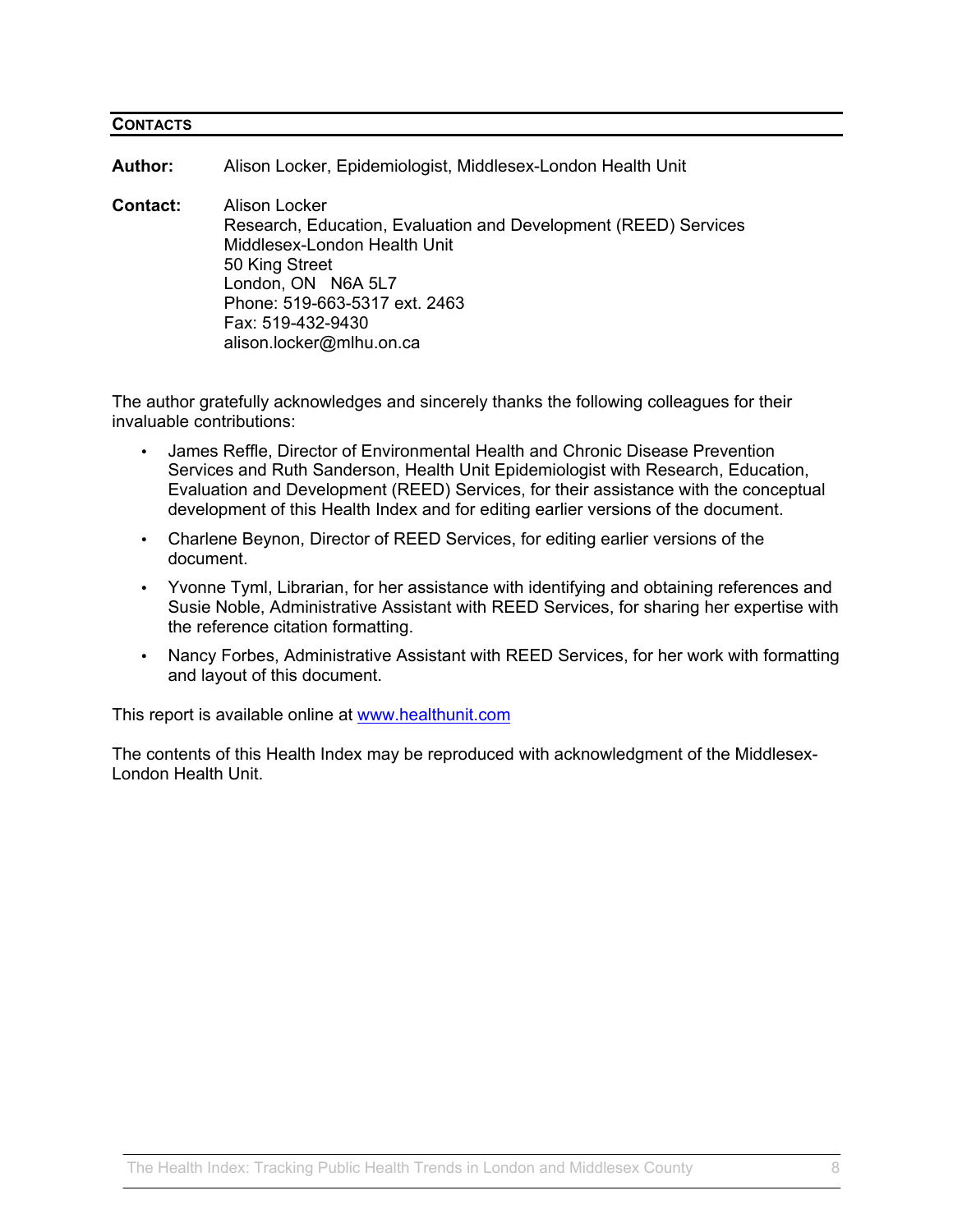## CONTACTS

**Author:** Alison Locker, Epidemiologist, Middlesex-London Health Unit

**Contact:** Alison Locker
Research, Education, Evaluation and Development (REED) Services
Middlesex-London Health Unit
50 King Street
London, ON N6A 5L7
Phone: 519-663-5317 ext. 2463
Fax: 519-432-9430
alison.locker@mlhu.on.ca

The author gratefully acknowledges and sincerely thanks the following colleagues for their invaluable contributions:

- James Reffle, Director of Environmental Health and Chronic Disease Prevention Services and Ruth Sanderson, Health Unit Epidemiologist with Research, Education, Evaluation and Development (REED) Services, for their assistance with the conceptual development of this Health Index and for editing earlier versions of the document.
- Charlene Beynon, Director of REED Services, for editing earlier versions of the document.
- Yvonne Tyml, Librarian, for her assistance with identifying and obtaining references and Susie Noble, Administrative Assistant with REED Services, for sharing her expertise with the reference citation formatting.
- Nancy Forbes, Administrative Assistant with REED Services, for her work with formatting and layout of this document.

This report is available online at [www.healthunit.com](http://www.healthunit.com)

The contents of this Health Index may be reproduced with acknowledgment of the Middlesex-London Health Unit.